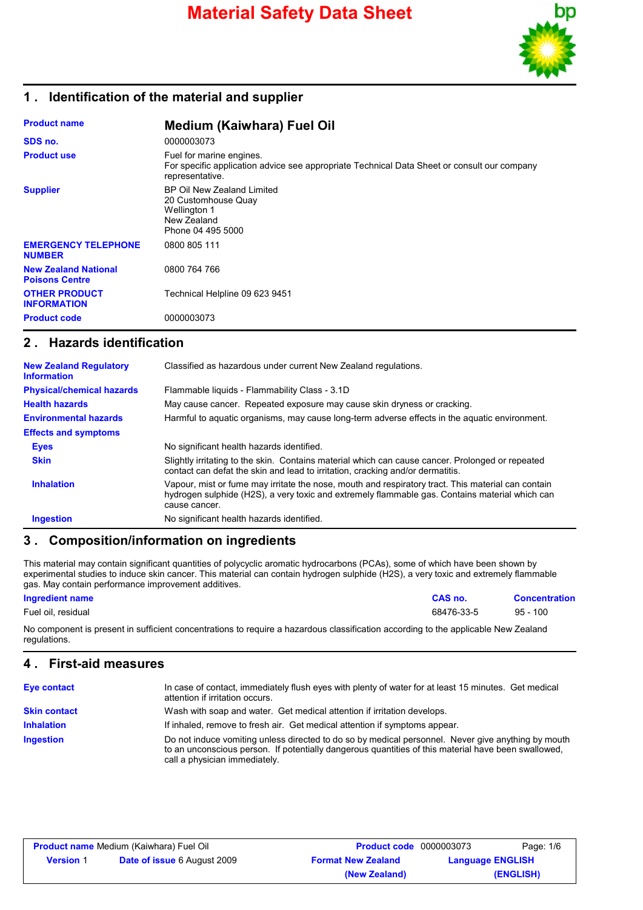# Material Safety Data Sheet

## 1 . Identification of the material and supplier

| | |
|---|---|
| **Product name** | **Medium (Kaiwhara) Fuel Oil** |
| **SDS no.** | 0000003073 |
| **Product use** | Fuel for marine engines.<br>For specific application advice see appropriate Technical Data Sheet or consult our company representative. |
| **Supplier** | BP Oil New Zealand Limited<br>20 Customhouse Quay<br>Wellington 1<br>New Zealand<br>Phone 04 495 5000 |
| **EMERGENCY TELEPHONE NUMBER** | 0800 805 111 |
| **New Zealand National Poisons Centre** | 0800 764 766 |
| **OTHER PRODUCT INFORMATION** | Technical Helpline 09 623 9451 |
| **Product code** | 0000003073 |

## 2 . Hazards identification

| | |
|---|---|
| **New Zealand Regulatory Information** | Classified as hazardous under current New Zealand regulations. |
| **Physical/chemical hazards** | Flammable liquids - Flammability Class - 3.1D |
| **Health hazards** | May cause cancer. Repeated exposure may cause skin dryness or cracking. |
| **Environmental hazards** | Harmful to aquatic organisms, may cause long-term adverse effects in the aquatic environment. |

**Effects and symptoms**

| | |
|---|---|
| **Eyes** | No significant health hazards identified. |
| **Skin** | Slightly irritating to the skin. Contains material which can cause cancer. Prolonged or repeated contact can defat the skin and lead to irritation, cracking and/or dermatitis. |
| **Inhalation** | Vapour, mist or fume may irritate the nose, mouth and respiratory tract. This material can contain hydrogen sulphide ($H_2S$), a very toxic and extremely flammable gas. Contains material which can cause cancer. |
| **Ingestion** | No significant health hazards identified. |

## 3 . Composition/information on ingredients

This material may contain significant quantities of polycyclic aromatic hydrocarbons (PCAs), some of which have been shown by experimental studies to induce skin cancer. This material can contain hydrogen sulphide ($H_2S$), a very toxic and extremely flammable gas. May contain performance improvement additives.

| Ingredient name | CAS no. | Concentration |
|---|---|---|
| Fuel oil, residual | 68476-33-5 | 95 - 100 |

No component is present in sufficient concentrations to require a hazardous classification according to the applicable New Zealand regulations.

## 4 . First-aid measures

| | |
|---|---|
| **Eye contact** | In case of contact, immediately flush eyes with plenty of water for at least 15 minutes. Get medical attention if irritation occurs. |
| **Skin contact** | Wash with soap and water. Get medical attention if irritation develops. |
| **Inhalation** | If inhaled, remove to fresh air. Get medical attention if symptoms appear. |
| **Ingestion** | Do not induce vomiting unless directed to do so by medical personnel. Never give anything by mouth to an unconscious person. If potentially dangerous quantities of this material have been swallowed, call a physician immediately. |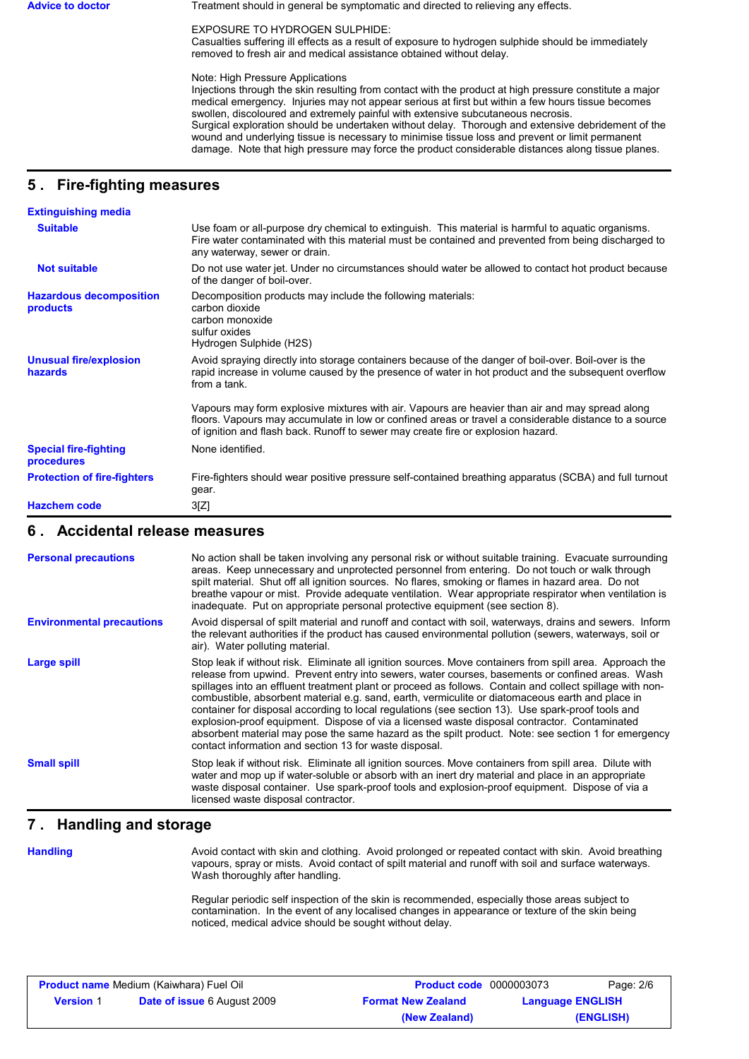**Advice to doctor**

Treatment should in general be symptomatic and directed to relieving any effects.

EXPOSURE TO HYDROGEN SULPHIDE:
Casualties suffering ill effects as a result of exposure to hydrogen sulphide should be immediately removed to fresh air and medical assistance obtained without delay.

Note: High Pressure Applications
Injections through the skin resulting from contact with the product at high pressure constitute a major medical emergency. Injuries may not appear serious at first but within a few hours tissue becomes swollen, discoloured and extremely painful with extensive subcutaneous necrosis.
Surgical exploration should be undertaken without delay. Thorough and extensive debridement of the wound and underlying tissue is necessary to minimise tissue loss and prevent or limit permanent damage. Note that high pressure may force the product considerable distances along tissue planes.

## 5 . Fire-fighting measures

**Extinguishing media**

**Suitable**

Use foam or all-purpose dry chemical to extinguish. This material is harmful to aquatic organisms. Fire water contaminated with this material must be contained and prevented from being discharged to any waterway, sewer or drain.

**Not suitable**

Do not use water jet. Under no circumstances should water be allowed to contact hot product because of the danger of boil-over.

**Hazardous decomposition products**

Decomposition products may include the following materials:
carbon dioxide
carbon monoxide
sulfur oxides
Hydrogen Sulphide (H2S)

**Unusual fire/explosion hazards**

Avoid spraying directly into storage containers because of the danger of boil-over. Boil-over is the rapid increase in volume caused by the presence of water in hot product and the subsequent overflow from a tank.

Vapours may form explosive mixtures with air. Vapours are heavier than air and may spread along floors. Vapours may accumulate in low or confined areas or travel a considerable distance to a source of ignition and flash back. Runoff to sewer may create fire or explosion hazard.

**Special fire-fighting procedures**

None identified.

**Protection of fire-fighters**

Fire-fighters should wear positive pressure self-contained breathing apparatus (SCBA) and full turnout gear.

**Hazchem code**

3[Z]

## 6 . Accidental release measures

**Personal precautions**

No action shall be taken involving any personal risk or without suitable training. Evacuate surrounding areas. Keep unnecessary and unprotected personnel from entering. Do not touch or walk through spilt material. Shut off all ignition sources. No flares, smoking or flames in hazard area. Do not breathe vapour or mist. Provide adequate ventilation. Wear appropriate respirator when ventilation is inadequate. Put on appropriate personal protective equipment (see section 8).

**Environmental precautions**

Avoid dispersal of spilt material and runoff and contact with soil, waterways, drains and sewers. Inform the relevant authorities if the product has caused environmental pollution (sewers, waterways, soil or air). Water polluting material.

**Large spill**

Stop leak if without risk. Eliminate all ignition sources. Move containers from spill area. Approach the release from upwind. Prevent entry into sewers, water courses, basements or confined areas. Wash spillages into an effluent treatment plant or proceed as follows. Contain and collect spillage with non-combustible, absorbent material e.g. sand, earth, vermiculite or diatomaceous earth and place in container for disposal according to local regulations (see section 13). Use spark-proof tools and explosion-proof equipment. Dispose of via a licensed waste disposal contractor. Contaminated absorbent material may pose the same hazard as the spilt product. Note: see section 1 for emergency contact information and section 13 for waste disposal.

**Small spill**

Stop leak if without risk. Eliminate all ignition sources. Move containers from spill area. Dilute with water and mop up if water-soluble or absorb with an inert dry material and place in an appropriate waste disposal container. Use spark-proof tools and explosion-proof equipment. Dispose of via a licensed waste disposal contractor.

## 7 . Handling and storage

**Handling**

Avoid contact with skin and clothing. Avoid prolonged or repeated contact with skin. Avoid breathing vapours, spray or mists. Avoid contact of spilt material and runoff with soil and surface waterways. Wash thoroughly after handling.

Regular periodic self inspection of the skin is recommended, especially those areas subject to contamination. In the event of any localised changes in appearance or texture of the skin being noticed, medical advice should be sought without delay.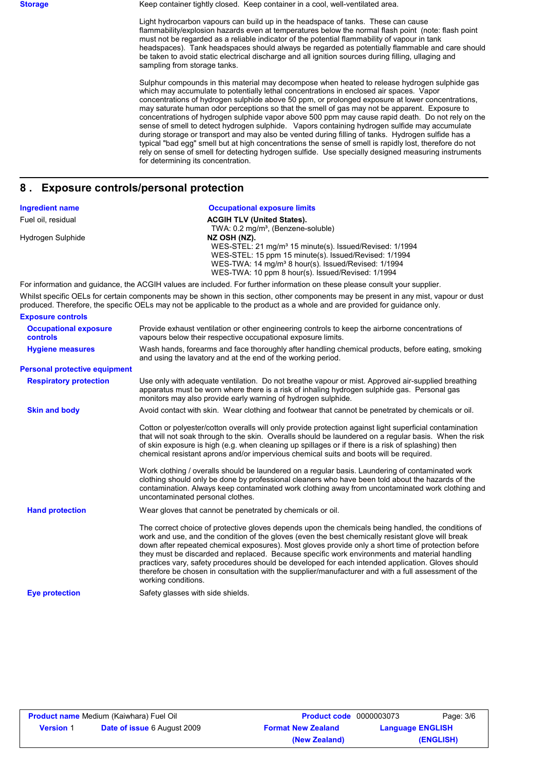**Storage**

Keep container tightly closed. Keep container in a cool, well-ventilated area.

Light hydrocarbon vapours can build up in the headspace of tanks. These can cause flammability/explosion hazards even at temperatures below the normal flash point (note: flash point must not be regarded as a reliable indicator of the potential flammability of vapour in tank headspaces). Tank headspaces should always be regarded as potentially flammable and care should be taken to avoid static electrical discharge and all ignition sources during filling, ullaging and sampling from storage tanks.

Sulphur compounds in this material may decompose when heated to release hydrogen sulphide gas which may accumulate to potentially lethal concentrations in enclosed air spaces. Vapor concentrations of hydrogen sulphide above 50 ppm, or prolonged exposure at lower concentrations, may saturate human odor perceptions so that the smell of gas may not be apparent. Exposure to concentrations of hydrogen sulphide vapor above 500 ppm may cause rapid death. Do not rely on the sense of smell to detect hydrogen sulphide. Vapors containing hydrogen sulfide may accumulate during storage or transport and may also be vented during filling of tanks. Hydrogen sulfide has a typical "bad egg" smell but at high concentrations the sense of smell is rapidly lost, therefore do not rely on sense of smell for detecting hydrogen sulfide. Use specially designed measuring instruments for determining its concentration.

## 8 . Exposure controls/personal protection

| Ingredient name | Occupational exposure limits |
|---|---|
| Fuel oil, residual | **ACGIH TLV (United States).**<br>TWA: 0.2 mg/m³, (Benzene-soluble) |
| Hydrogen Sulphide | **NZ OSH (NZ).**<br>WES-STEL: 21 mg/m³ 15 minute(s). Issued/Revised: 1/1994<br>WES-STEL: 15 ppm 15 minute(s). Issued/Revised: 1/1994<br>WES-TWA: 14 mg/m³ 8 hour(s). Issued/Revised: 1/1994<br>WES-TWA: 10 ppm 8 hour(s). Issued/Revised: 1/1994 |

For information and guidance, the ACGIH values are included. For further information on these please consult your supplier.

Whilst specific OELs for certain components may be shown in this section, other components may be present in any mist, vapour or dust produced. Therefore, the specific OELs may not be applicable to the product as a whole and are provided for guidance only.

**Exposure controls**

**Occupational exposure controls**

Provide exhaust ventilation or other engineering controls to keep the airborne concentrations of vapours below their respective occupational exposure limits.

**Hygiene measures**

Wash hands, forearms and face thoroughly after handling chemical products, before eating, smoking and using the lavatory and at the end of the working period.

**Personal protective equipment**

**Respiratory protection**

Use only with adequate ventilation. Do not breathe vapour or mist. Approved air-supplied breathing apparatus must be worn where there is a risk of inhaling hydrogen sulphide gas. Personal gas monitors may also provide early warning of hydrogen sulphide.

**Skin and body**

Avoid contact with skin. Wear clothing and footwear that cannot be penetrated by chemicals or oil.

Cotton or polyester/cotton overalls will only provide protection against light superficial contamination that will not soak through to the skin. Overalls should be laundered on a regular basis. When the risk of skin exposure is high (e.g. when cleaning up spillages or if there is a risk of splashing) then chemical resistant aprons and/or impervious chemical suits and boots will be required.

Work clothing / overalls should be laundered on a regular basis. Laundering of contaminated work clothing should only be done by professional cleaners who have been told about the hazards of the contamination. Always keep contaminated work clothing away from uncontaminated work clothing and uncontaminated personal clothes.

**Hand protection**

Wear gloves that cannot be penetrated by chemicals or oil.

The correct choice of protective gloves depends upon the chemicals being handled, the conditions of work and use, and the condition of the gloves (even the best chemically resistant glove will break down after repeated chemical exposures). Most gloves provide only a short time of protection before they must be discarded and replaced. Because specific work environments and material handling practices vary, safety procedures should be developed for each intended application. Gloves should therefore be chosen in consultation with the supplier/manufacturer and with a full assessment of the working conditions.

**Eye protection**

Safety glasses with side shields.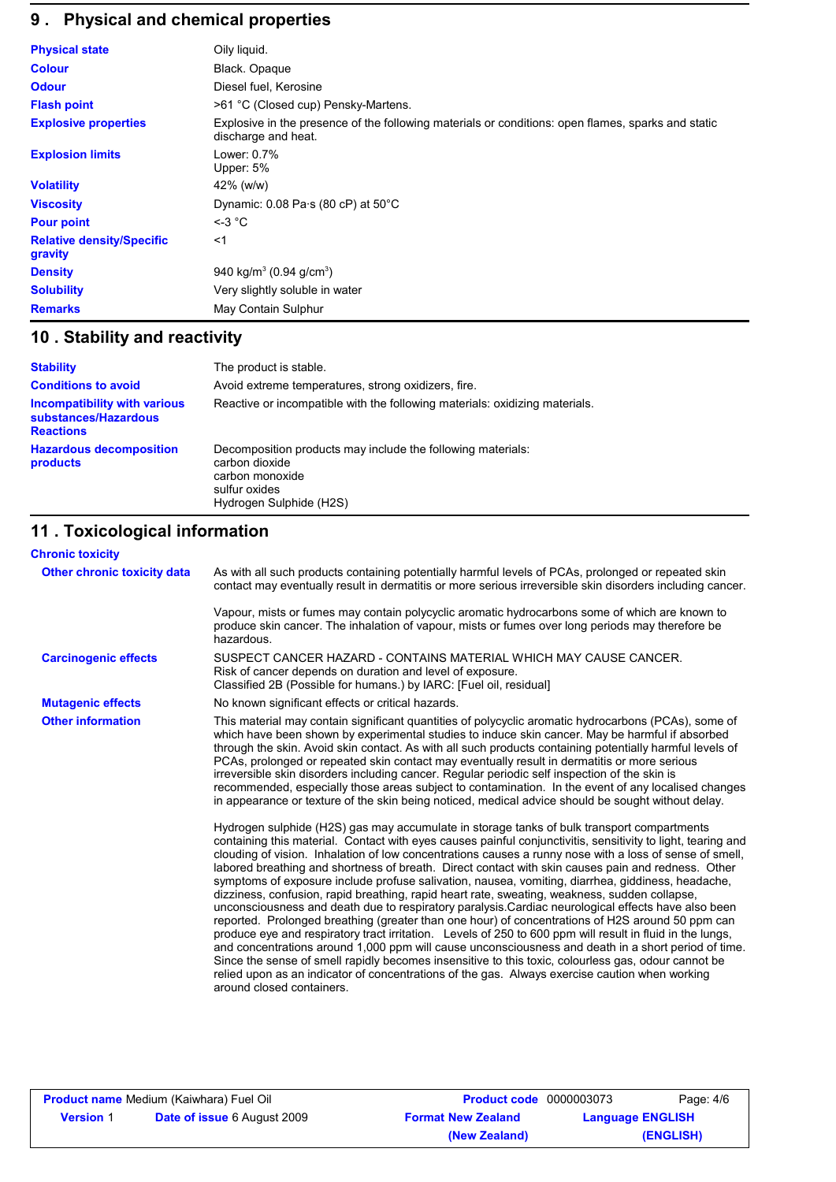## 9 . Physical and chemical properties

| | |
|---|---|
| **Physical state** | Oily liquid. |
| **Colour** | Black. Opaque |
| **Odour** | Diesel fuel, Kerosine |
| **Flash point** | >61 °C (Closed cup) Pensky-Martens. |
| **Explosive properties** | Explosive in the presence of the following materials or conditions: open flames, sparks and static discharge and heat. |
| **Explosion limits** | Lower: 0.7%<br>Upper: 5% |
| **Volatility** | 42% (w/w) |
| **Viscosity** | Dynamic: 0.08 Pa·s (80 cP) at 50°C |
| **Pour point** | <-3 °C |
| **Relative density/Specific gravity** | <1 |
| **Density** | 940 kg/m$^3$ (0.94 g/cm$^3$) |
| **Solubility** | Very slightly soluble in water |
| **Remarks** | May Contain Sulphur |

## 10 . Stability and reactivity

| | |
|---|---|
| **Stability** | The product is stable. |
| **Conditions to avoid** | Avoid extreme temperatures, strong oxidizers, fire. |
| **Incompatibility with various substances/Hazardous Reactions** | Reactive or incompatible with the following materials: oxidizing materials. |
| **Hazardous decomposition products** | Decomposition products may include the following materials:<br>carbon dioxide<br>carbon monoxide<br>sulfur oxides<br>Hydrogen Sulphide (H2S) |

## 11 . Toxicological information

**Chronic toxicity**

**Other chronic toxicity data**

As with all such products containing potentially harmful levels of PCAs, prolonged or repeated skin contact may eventually result in dermatitis or more serious irreversible skin disorders including cancer.

Vapour, mists or fumes may contain polycyclic aromatic hydrocarbons some of which are known to produce skin cancer. The inhalation of vapour, mists or fumes over long periods may therefore be hazardous.

**Carcinogenic effects**

SUSPECT CANCER HAZARD - CONTAINS MATERIAL WHICH MAY CAUSE CANCER.
Risk of cancer depends on duration and level of exposure.
Classified 2B (Possible for humans.) by IARC: [Fuel oil, residual]

**Mutagenic effects**

No known significant effects or critical hazards.

**Other information**

This material may contain significant quantities of polycyclic aromatic hydrocarbons (PCAs), some of which have been shown by experimental studies to induce skin cancer. May be harmful if absorbed through the skin. Avoid skin contact. As with all such products containing potentially harmful levels of PCAs, prolonged or repeated skin contact may eventually result in dermatitis or more serious irreversible skin disorders including cancer. Regular periodic self inspection of the skin is recommended, especially those areas subject to contamination. In the event of any localised changes in appearance or texture of the skin being noticed, medical advice should be sought without delay.

Hydrogen sulphide (H2S) gas may accumulate in storage tanks of bulk transport compartments containing this material. Contact with eyes causes painful conjunctivitis, sensitivity to light, tearing and clouding of vision. Inhalation of low concentrations causes a runny nose with a loss of sense of smell, labored breathing and shortness of breath. Direct contact with skin causes pain and redness. Other symptoms of exposure include profuse salivation, nausea, vomiting, diarrhea, giddiness, headache, dizziness, confusion, rapid breathing, rapid heart rate, sweating, weakness, sudden collapse, unconsciousness and death due to respiratory paralysis.Cardiac neurological effects have also been reported. Prolonged breathing (greater than one hour) of concentrations of H2S around 50 ppm can produce eye and respiratory tract irritation. Levels of 250 to 600 ppm will result in fluid in the lungs, and concentrations around 1,000 ppm will cause unconsciousness and death in a short period of time. Since the sense of smell rapidly becomes insensitive to this toxic, colourless gas, odour cannot be relied upon as an indicator of concentrations of the gas. Always exercise caution when working around closed containers.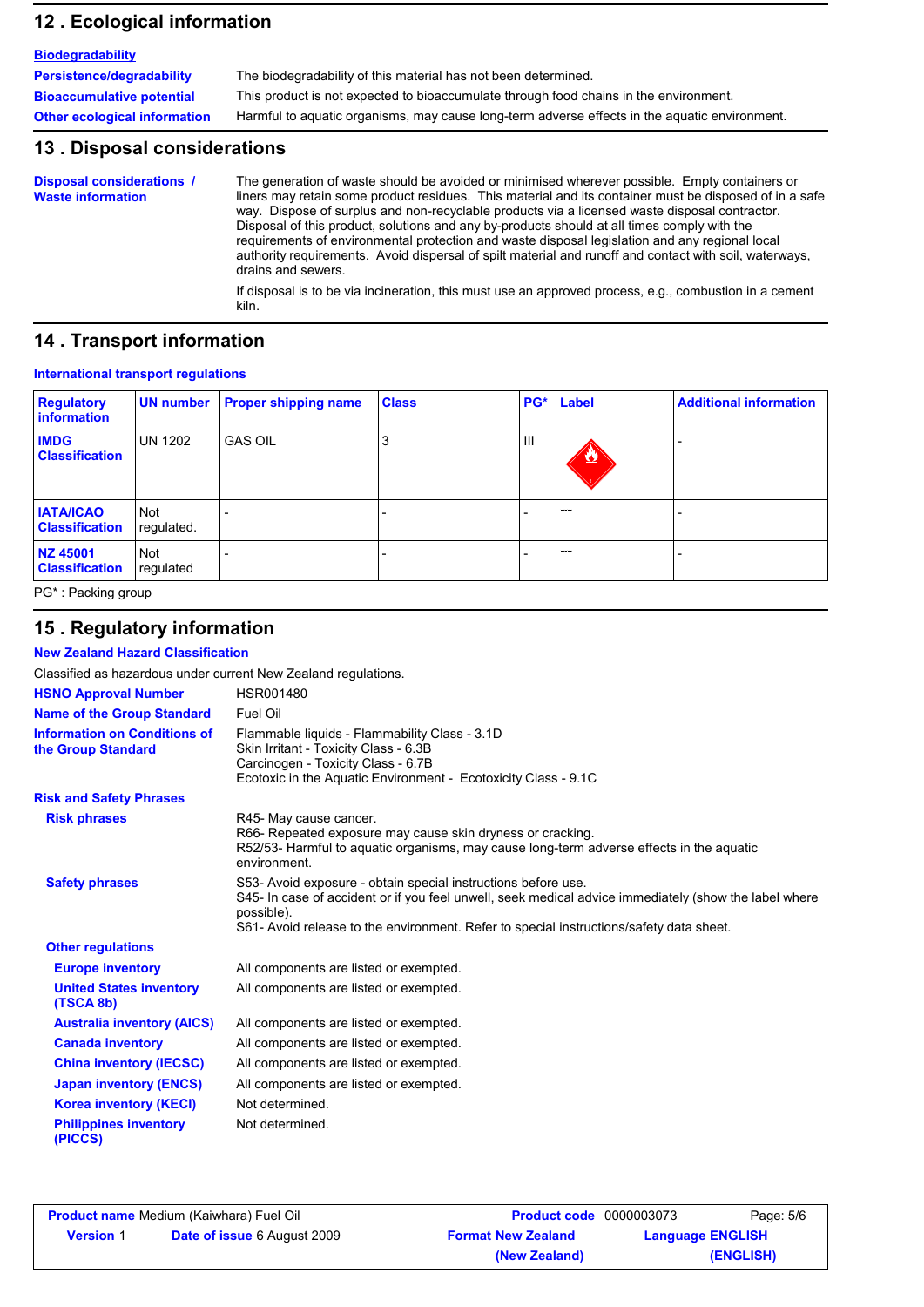## 12 . Ecological information

**Biodegradability**

| | |
|---|---|
| **Persistence/degradability** | The biodegradability of this material has not been determined. |
| **Bioaccumulative potential** | This product is not expected to bioaccumulate through food chains in the environment. |
| **Other ecological information** | Harmful to aquatic organisms, may cause long-term adverse effects in the aquatic environment. |

## 13 . Disposal considerations

**Disposal considerations / Waste information**

The generation of waste should be avoided or minimised wherever possible. Empty containers or liners may retain some product residues. This material and its container must be disposed of in a safe way. Dispose of surplus and non-recyclable products via a licensed waste disposal contractor. Disposal of this product, solutions and any by-products should at all times comply with the requirements of environmental protection and waste disposal legislation and any regional local authority requirements. Avoid dispersal of spilt material and runoff and contact with soil, waterways, drains and sewers.

If disposal is to be via incineration, this must use an approved process, e.g., combustion in a cement kiln.

## 14 . Transport information

**International transport regulations**

| Regulatory information | UN number | Proper shipping name | Class | PG* | Label | Additional information |
|---|---|---|---|---|---|---|
| **IMDG Classification** | UN 1202 | GAS OIL | 3 | III | | - |
| **IATA/ICAO Classification** | Not regulated. | - | - | - | ---- | - |
| **NZ 45001 Classification** | Not regulated | - | - | - | ---- | - |

PG* : Packing group

## 15 . Regulatory information

**New Zealand Hazard Classification**

Classified as hazardous under current New Zealand regulations.

| | |
|---|---|
| **HSNO Approval Number** | HSR001480 |
| **Name of the Group Standard** | Fuel Oil |
| **Information on Conditions of the Group Standard** | Flammable liquids - Flammability Class - 3.1D<br>Skin Irritant - Toxicity Class - 6.3B<br>Carcinogen - Toxicity Class - 6.7B<br>Ecotoxic in the Aquatic Environment - Ecotoxicity Class - 9.1C |

**Risk and Safety Phrases**

**Risk phrases**

R45- May cause cancer.
R66- Repeated exposure may cause skin dryness or cracking.
R52/53- Harmful to aquatic organisms, may cause long-term adverse effects in the aquatic environment.

**Safety phrases**

S53- Avoid exposure - obtain special instructions before use.
S45- In case of accident or if you feel unwell, seek medical advice immediately (show the label where possible).
S61- Avoid release to the environment. Refer to special instructions/safety data sheet.

**Other regulations**

| | |
|---|---|
| **Europe inventory** | All components are listed or exempted. |
| **United States inventory (TSCA 8b)** | All components are listed or exempted. |
| **Australia inventory (AICS)** | All components are listed or exempted. |
| **Canada inventory** | All components are listed or exempted. |
| **China inventory (IECSC)** | All components are listed or exempted. |
| **Japan inventory (ENCS)** | All components are listed or exempted. |
| **Korea inventory (KECI)** | Not determined. |
| **Philippines inventory (PICCS)** | Not determined. |

**Product name** Medium (Kaiwhara) Fuel Oil **Product code** 0000003073
**Version** 1 **Date of issue** 6 August 2009 **Format New Zealand (New Zealand)** **Language ENGLISH (ENGLISH)**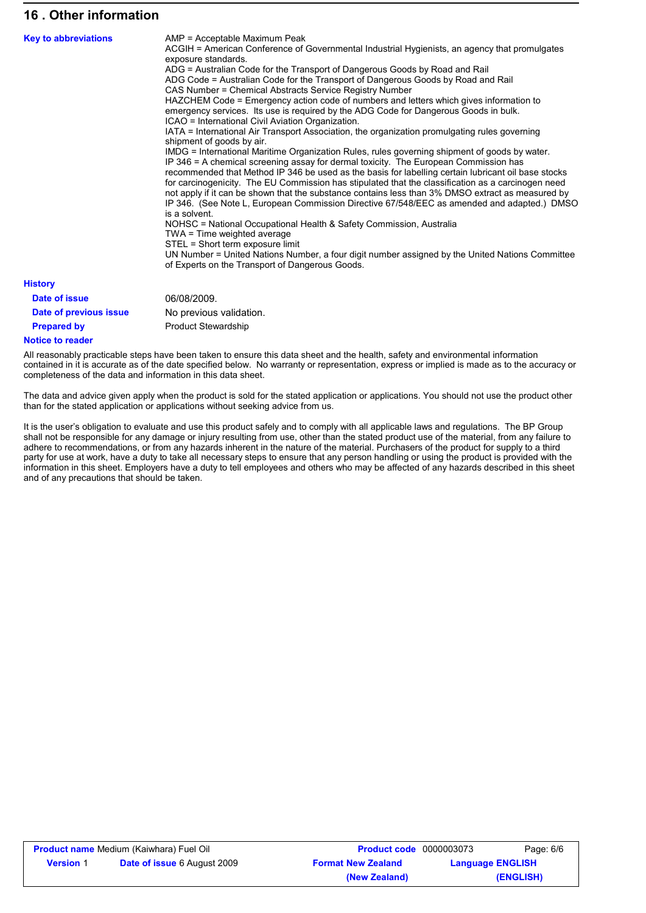## 16 . Other information

**Key to abbreviations**

AMP = Acceptable Maximum Peak
ACGIH = American Conference of Governmental Industrial Hygienists, an agency that promulgates exposure standards.
ADG = Australian Code for the Transport of Dangerous Goods by Road and Rail
ADG Code = Australian Code for the Transport of Dangerous Goods by Road and Rail
CAS Number = Chemical Abstracts Service Registry Number
HAZCHEM Code = Emergency action code of numbers and letters which gives information to emergency services. Its use is required by the ADG Code for Dangerous Goods in bulk.
ICAO = International Civil Aviation Organization.
IATA = International Air Transport Association, the organization promulgating rules governing shipment of goods by air.
IMDG = International Maritime Organization Rules, rules governing shipment of goods by water.
IP 346 = A chemical screening assay for dermal toxicity. The European Commission has recommended that Method IP 346 be used as the basis for labelling certain lubricant oil base stocks for carcinogenicity. The EU Commission has stipulated that the classification as a carcinogen need not apply if it can be shown that the substance contains less than 3% DMSO extract as measured by IP 346. (See Note L, European Commission Directive 67/548/EEC as amended and adapted.) DMSO is a solvent.
NOHSC = National Occupational Health & Safety Commission, Australia
TWA = Time weighted average
STEL = Short term exposure limit
UN Number = United Nations Number, a four digit number assigned by the United Nations Committee of Experts on the Transport of Dangerous Goods.

**History**

| | |
|---|---|
| **Date of issue** | 06/08/2009. |
| **Date of previous issue** | No previous validation. |
| **Prepared by** | Product Stewardship |

**Notice to reader**

All reasonably practicable steps have been taken to ensure this data sheet and the health, safety and environmental information contained in it is accurate as of the date specified below. No warranty or representation, express or implied is made as to the accuracy or completeness of the data and information in this data sheet.

The data and advice given apply when the product is sold for the stated application or applications. You should not use the product other than for the stated application or applications without seeking advice from us.

It is the user's obligation to evaluate and use this product safely and to comply with all applicable laws and regulations. The BP Group shall not be responsible for any damage or injury resulting from use, other than the stated product use of the material, from any failure to adhere to recommendations, or from any hazards inherent in the nature of the material. Purchasers of the product for supply to a third party for use at work, have a duty to take all necessary steps to ensure that any person handling or using the product is provided with the information in this sheet. Employers have a duty to tell employees and others who may be affected of any hazards described in this sheet and of any precautions that should be taken.